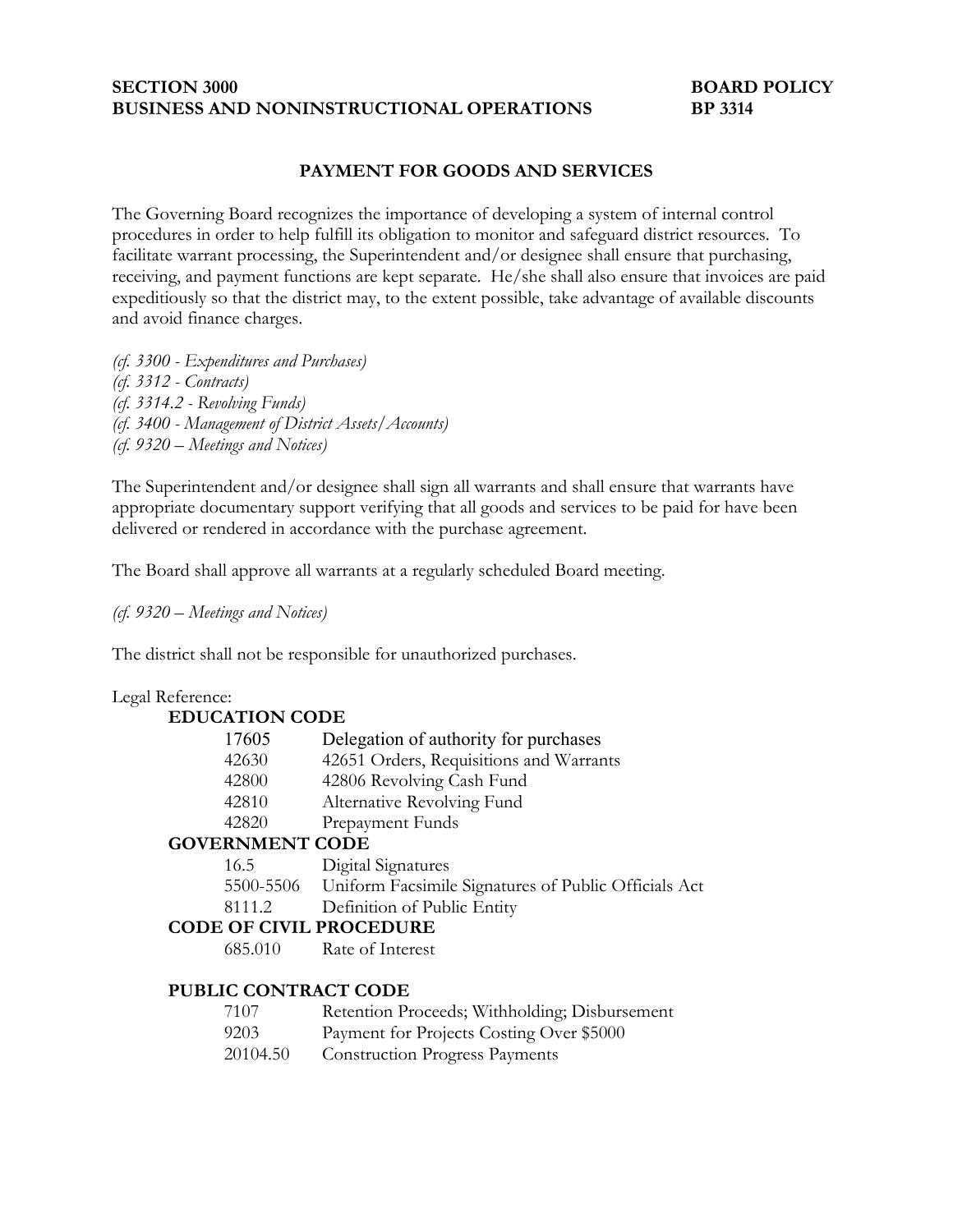**SECTION 3000** **BOARD POLICY**
**BUSINESS AND NONINSTRUCTIONAL OPERATIONS** **BP 3314**

## PAYMENT FOR GOODS AND SERVICES

The Governing Board recognizes the importance of developing a system of internal control procedures in order to help fulfill its obligation to monitor and safeguard district resources. To facilitate warrant processing, the Superintendent and/or designee shall ensure that purchasing, receiving, and payment functions are kept separate. He/she shall also ensure that invoices are paid expeditiously so that the district may, to the extent possible, take advantage of available discounts and avoid finance charges.

*(cf. 3300 - Expenditures and Purchases)*
*(cf. 3312 - Contracts)*
*(cf. 3314.2 - Revolving Funds)*
*(cf. 3400 - Management of District Assets/Accounts)*
*(cf. 9320 – Meetings and Notices)*

The Superintendent and/or designee shall sign all warrants and shall ensure that warrants have appropriate documentary support verifying that all goods and services to be paid for have been delivered or rendered in accordance with the purchase agreement.

The Board shall approve all warrants at a regularly scheduled Board meeting.

*(cf. 9320 – Meetings and Notices)*

The district shall not be responsible for unauthorized purchases.

Legal Reference:

**EDUCATION CODE**

17605 Delegation of authority for purchases
42630 42651 Orders, Requisitions and Warrants
42800 42806 Revolving Cash Fund
42810 Alternative Revolving Fund
42820 Prepayment Funds

**GOVERNMENT CODE**

16.5 Digital Signatures
5500-5506 Uniform Facsimile Signatures of Public Officials Act
8111.2 Definition of Public Entity

**CODE OF CIVIL PROCEDURE**

685.010 Rate of Interest

**PUBLIC CONTRACT CODE**

7107 Retention Proceeds; Withholding; Disbursement
9203 Payment for Projects Costing Over $5000
20104.50 Construction Progress Payments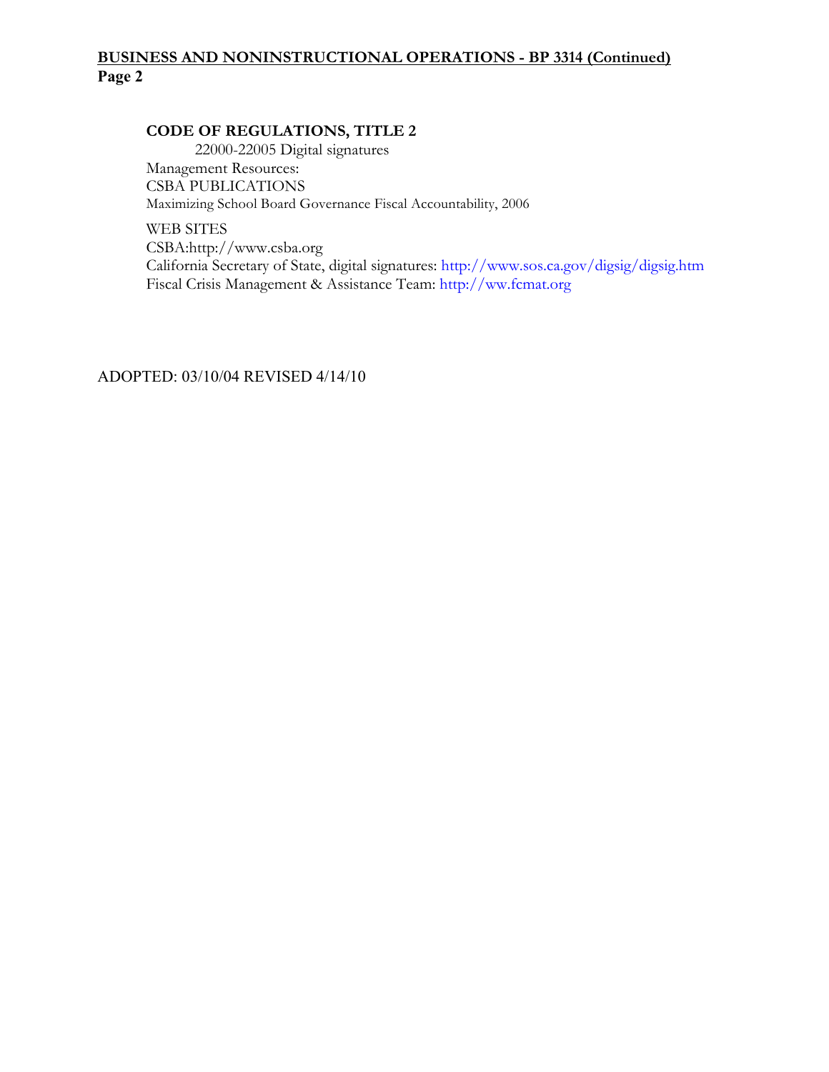**CODE OF REGULATIONS, TITLE 2**

22000-22005 Digital signatures

Management Resources:

CSBA PUBLICATIONS

Maximizing School Board Governance Fiscal Accountability, 2006

WEB SITES

CSBA:http://www.csba.org

California Secretary of State, digital signatures: http://www.sos.ca.gov/digsig/digsig.htm

Fiscal Crisis Management & Assistance Team: http://ww.fcmat.org

ADOPTED: 03/10/04 REVISED 4/14/10